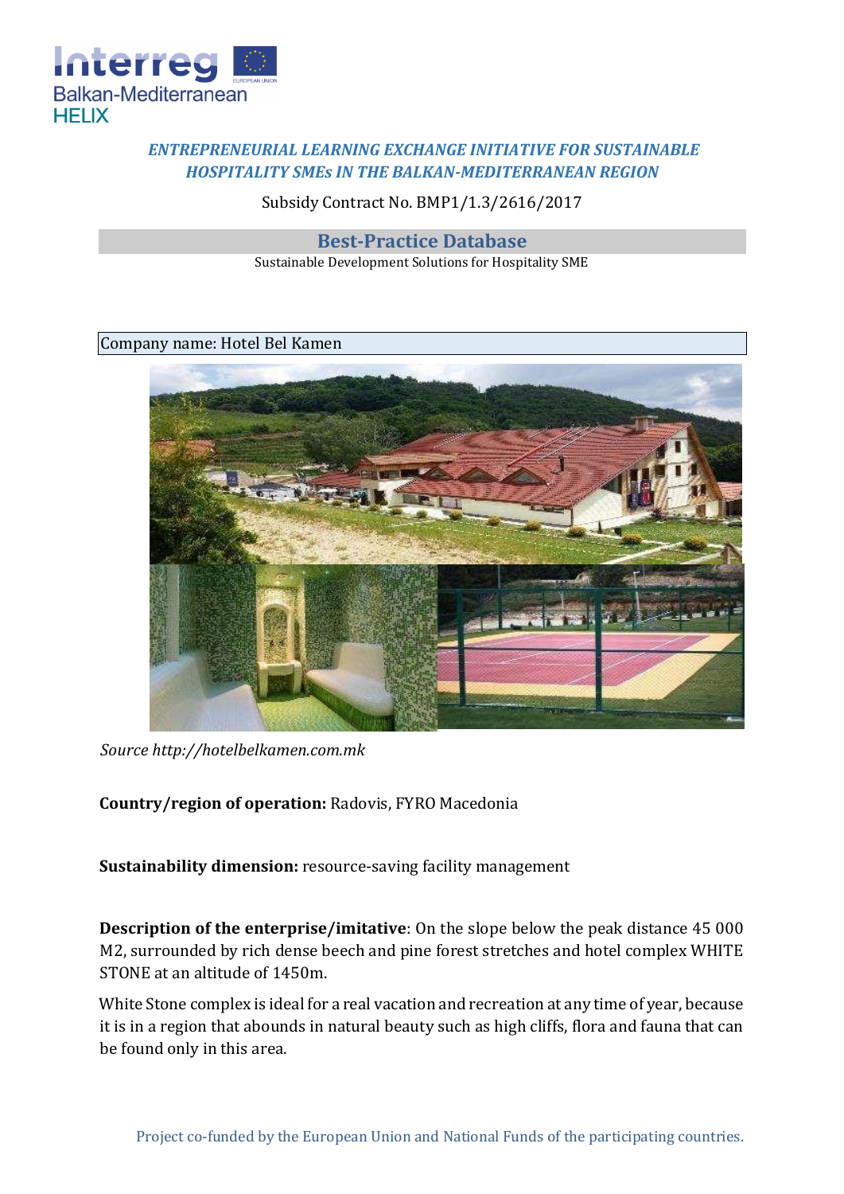*ENTREPRENEURIAL LEARNING EXCHANGE INITIATIVE FOR SUSTAINABLE HOSPITALITY SMEs IN THE BALKAN-MEDITERRANEAN REGION*

Subsidy Contract No. BMP1/1.3/2616/2017

## Best-Practice Database

Sustainable Development Solutions for Hospitality SME

Company name: Hotel Bel Kamen

*Source http://hotelbelkamen.com.mk*

**Country/region of operation:** Radovis, FYRO Macedonia

**Sustainability dimension:** resource-saving facility management

**Description of the enterprise/imitative**: On the slope below the peak distance 45 000 M2, surrounded by rich dense beech and pine forest stretches and hotel complex WHITE STONE at an altitude of 1450m.

White Stone complex is ideal for a real vacation and recreation at any time of year, because it is in a region that abounds in natural beauty such as high cliffs, flora and fauna that can be found only in this area.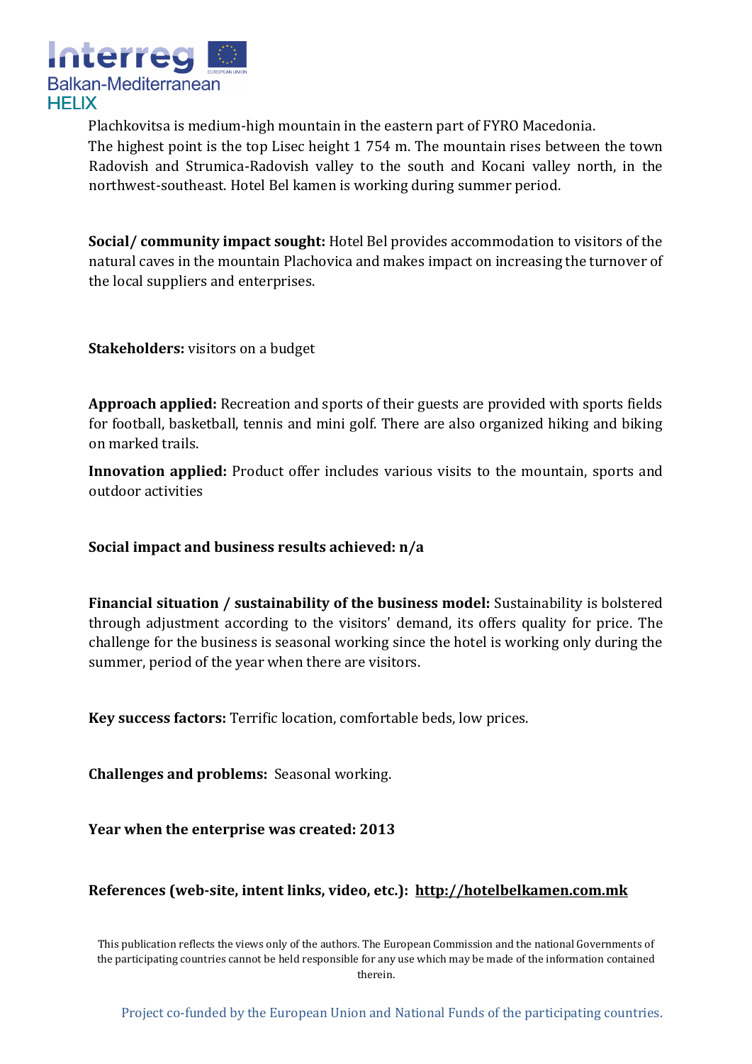Plachkovitsa is medium-high mountain in the eastern part of FYRO Macedonia. The highest point is the top Lisec height 1 754 m. The mountain rises between the town Radovish and Strumica-Radovish valley to the south and Kocani valley north, in the northwest-southeast. Hotel Bel kamen is working during summer period.

**Social/ community impact sought:** Hotel Bel provides accommodation to visitors of the natural caves in the mountain Plachovica and makes impact on increasing the turnover of the local suppliers and enterprises.

**Stakeholders:** visitors on a budget

**Approach applied:** Recreation and sports of their guests are provided with sports fields for football, basketball, tennis and mini golf. There are also organized hiking and biking on marked trails.

**Innovation applied:** Product offer includes various visits to the mountain, sports and outdoor activities

**Social impact and business results achieved: n/a**

**Financial situation / sustainability of the business model:** Sustainability is bolstered through adjustment according to the visitors' demand, its offers quality for price. The challenge for the business is seasonal working since the hotel is working only during the summer, period of the year when there are visitors.

**Key success factors:** Terrific location, comfortable beds, low prices.

**Challenges and problems:** Seasonal working.

**Year when the enterprise was created: 2013**

**References (web-site, intent links, video, etc.): http://hotelbelkamen.com.mk**

This publication reflects the views only of the authors. The European Commission and the national Governments of the participating countries cannot be held responsible for any use which may be made of the information contained therein.

Project co-funded by the European Union and National Funds of the participating countries.